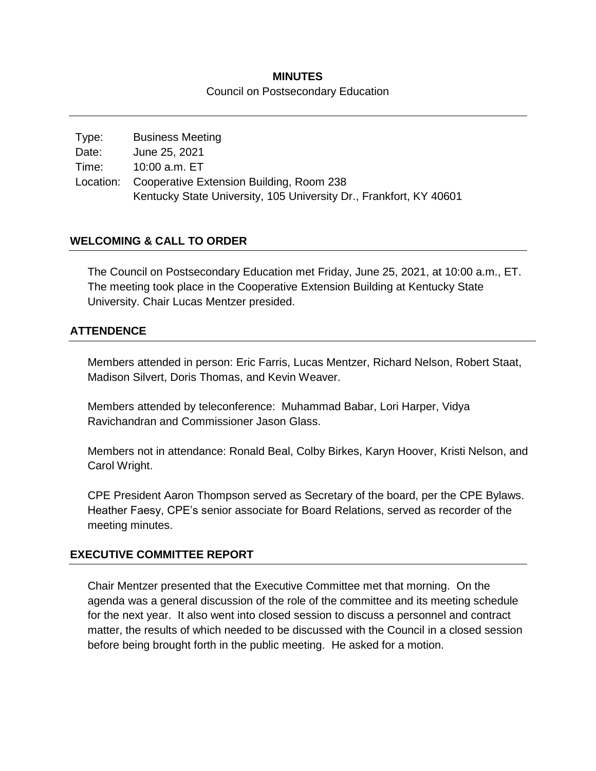# MINUTES

Council on Postsecondary Education

| | |
|---|---|
| Type: | Business Meeting |
| Date: | June 25, 2021 |
| Time: | 10:00 a.m. ET |
| Location: | Cooperative Extension Building, Room 238<br>Kentucky State University, 105 University Dr., Frankfort, KY 40601 |

## WELCOMING & CALL TO ORDER

The Council on Postsecondary Education met Friday, June 25, 2021, at 10:00 a.m., ET. The meeting took place in the Cooperative Extension Building at Kentucky State University. Chair Lucas Mentzer presided.

## ATTENDENCE

Members attended in person: Eric Farris, Lucas Mentzer, Richard Nelson, Robert Staat, Madison Silvert, Doris Thomas, and Kevin Weaver.

Members attended by teleconference: Muhammad Babar, Lori Harper, Vidya Ravichandran and Commissioner Jason Glass.

Members not in attendance: Ronald Beal, Colby Birkes, Karyn Hoover, Kristi Nelson, and Carol Wright.

CPE President Aaron Thompson served as Secretary of the board, per the CPE Bylaws. Heather Faesy, CPE's senior associate for Board Relations, served as recorder of the meeting minutes.

## EXECUTIVE COMMITTEE REPORT

Chair Mentzer presented that the Executive Committee met that morning. On the agenda was a general discussion of the role of the committee and its meeting schedule for the next year. It also went into closed session to discuss a personnel and contract matter, the results of which needed to be discussed with the Council in a closed session before being brought forth in the public meeting. He asked for a motion.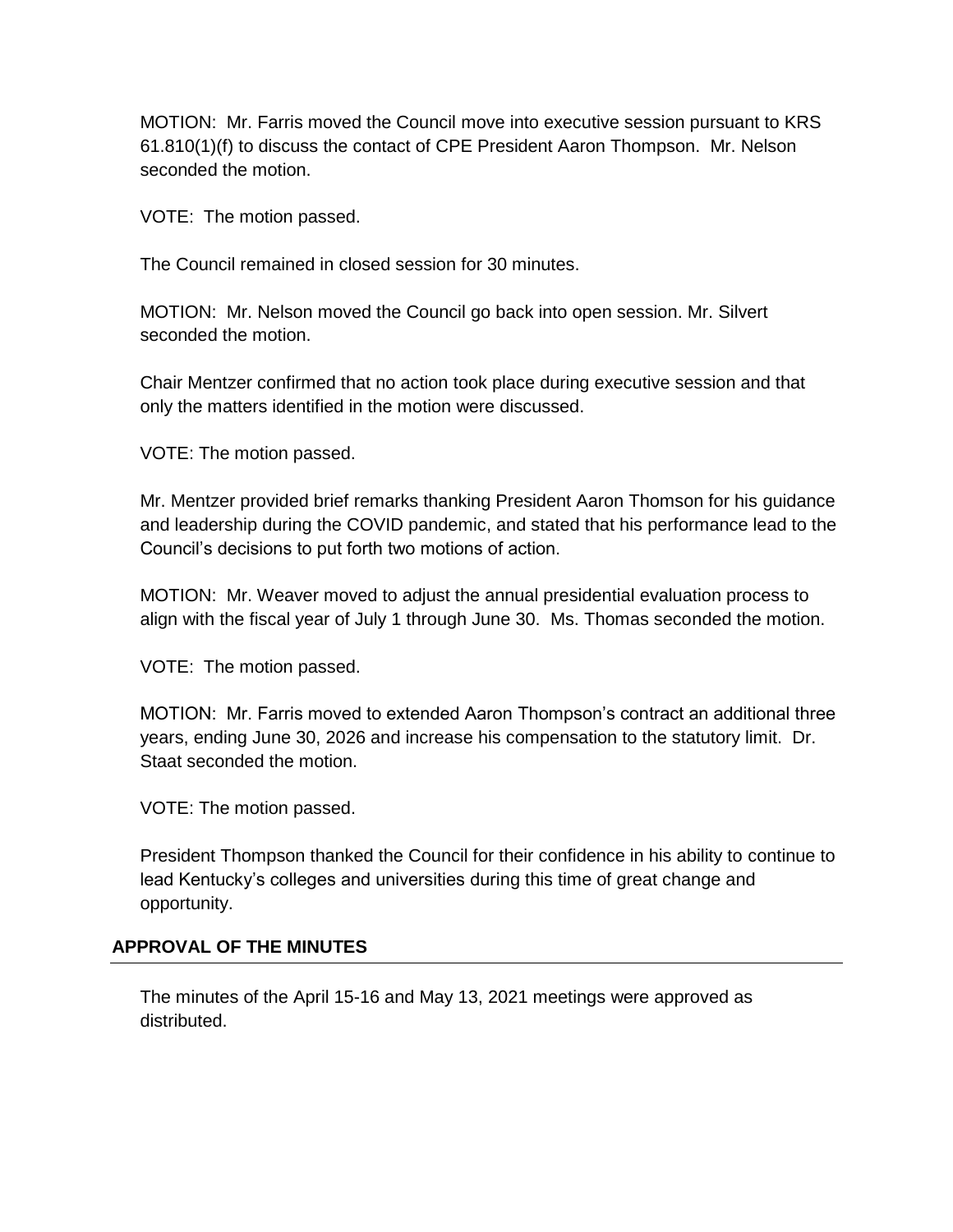MOTION: Mr. Farris moved the Council move into executive session pursuant to KRS 61.810(1)(f) to discuss the contact of CPE President Aaron Thompson. Mr. Nelson seconded the motion.

VOTE: The motion passed.

The Council remained in closed session for 30 minutes.

MOTION: Mr. Nelson moved the Council go back into open session. Mr. Silvert seconded the motion.

Chair Mentzer confirmed that no action took place during executive session and that only the matters identified in the motion were discussed.

VOTE: The motion passed.

Mr. Mentzer provided brief remarks thanking President Aaron Thomson for his guidance and leadership during the COVID pandemic, and stated that his performance lead to the Council's decisions to put forth two motions of action.

MOTION: Mr. Weaver moved to adjust the annual presidential evaluation process to align with the fiscal year of July 1 through June 30. Ms. Thomas seconded the motion.

VOTE: The motion passed.

MOTION: Mr. Farris moved to extended Aaron Thompson's contract an additional three years, ending June 30, 2026 and increase his compensation to the statutory limit. Dr. Staat seconded the motion.

VOTE: The motion passed.

President Thompson thanked the Council for their confidence in his ability to continue to lead Kentucky's colleges and universities during this time of great change and opportunity.

## APPROVAL OF THE MINUTES

The minutes of the April 15-16 and May 13, 2021 meetings were approved as distributed.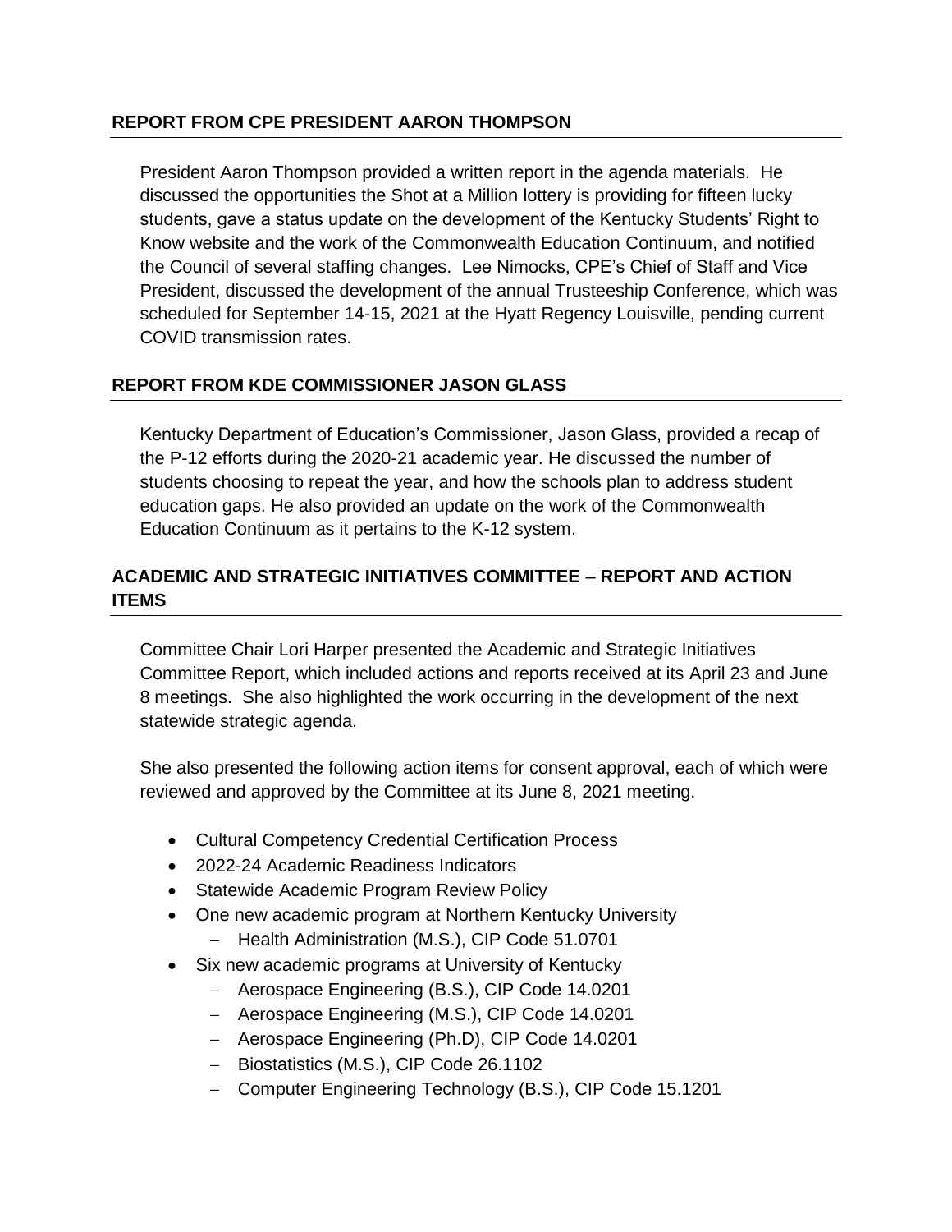## REPORT FROM CPE PRESIDENT AARON THOMPSON

President Aaron Thompson provided a written report in the agenda materials. He discussed the opportunities the Shot at a Million lottery is providing for fifteen lucky students, gave a status update on the development of the Kentucky Students' Right to Know website and the work of the Commonwealth Education Continuum, and notified the Council of several staffing changes. Lee Nimocks, CPE's Chief of Staff and Vice President, discussed the development of the annual Trusteeship Conference, which was scheduled for September 14-15, 2021 at the Hyatt Regency Louisville, pending current COVID transmission rates.

## REPORT FROM KDE COMMISSIONER JASON GLASS

Kentucky Department of Education's Commissioner, Jason Glass, provided a recap of the P-12 efforts during the 2020-21 academic year. He discussed the number of students choosing to repeat the year, and how the schools plan to address student education gaps. He also provided an update on the work of the Commonwealth Education Continuum as it pertains to the K-12 system.

## ACADEMIC AND STRATEGIC INITIATIVES COMMITTEE – REPORT AND ACTION ITEMS

Committee Chair Lori Harper presented the Academic and Strategic Initiatives Committee Report, which included actions and reports received at its April 23 and June 8 meetings. She also highlighted the work occurring in the development of the next statewide strategic agenda.

She also presented the following action items for consent approval, each of which were reviewed and approved by the Committee at its June 8, 2021 meeting.

- Cultural Competency Credential Certification Process
- 2022-24 Academic Readiness Indicators
- Statewide Academic Program Review Policy
- One new academic program at Northern Kentucky University
  - Health Administration (M.S.), CIP Code 51.0701
- Six new academic programs at University of Kentucky
  - Aerospace Engineering (B.S.), CIP Code 14.0201
  - Aerospace Engineering (M.S.), CIP Code 14.0201
  - Aerospace Engineering (Ph.D), CIP Code 14.0201
  - Biostatistics (M.S.), CIP Code 26.1102
  - Computer Engineering Technology (B.S.), CIP Code 15.1201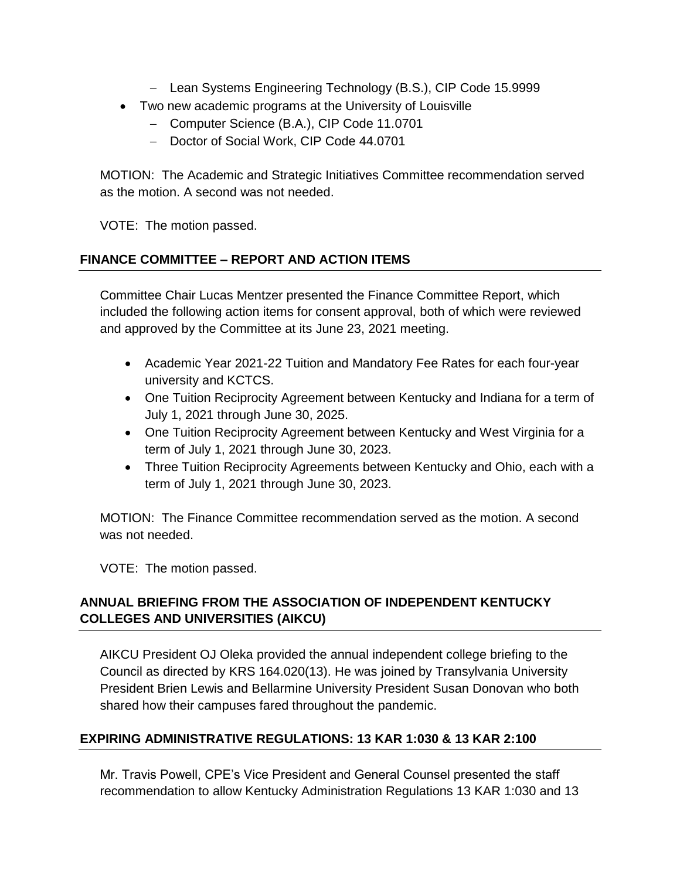- Lean Systems Engineering Technology (B.S.), CIP Code 15.9999
- Two new academic programs at the University of Louisville
  - Computer Science (B.A.), CIP Code 11.0701
  - Doctor of Social Work, CIP Code 44.0701

MOTION: The Academic and Strategic Initiatives Committee recommendation served as the motion. A second was not needed.

VOTE: The motion passed.

## FINANCE COMMITTEE – REPORT AND ACTION ITEMS

Committee Chair Lucas Mentzer presented the Finance Committee Report, which included the following action items for consent approval, both of which were reviewed and approved by the Committee at its June 23, 2021 meeting.

- Academic Year 2021-22 Tuition and Mandatory Fee Rates for each four-year university and KCTCS.
- One Tuition Reciprocity Agreement between Kentucky and Indiana for a term of July 1, 2021 through June 30, 2025.
- One Tuition Reciprocity Agreement between Kentucky and West Virginia for a term of July 1, 2021 through June 30, 2023.
- Three Tuition Reciprocity Agreements between Kentucky and Ohio, each with a term of July 1, 2021 through June 30, 2023.

MOTION: The Finance Committee recommendation served as the motion. A second was not needed.

VOTE: The motion passed.

## ANNUAL BRIEFING FROM THE ASSOCIATION OF INDEPENDENT KENTUCKY COLLEGES AND UNIVERSITIES (AIKCU)

AIKCU President OJ Oleka provided the annual independent college briefing to the Council as directed by KRS 164.020(13). He was joined by Transylvania University President Brien Lewis and Bellarmine University President Susan Donovan who both shared how their campuses fared throughout the pandemic.

## EXPIRING ADMINISTRATIVE REGULATIONS: 13 KAR 1:030 & 13 KAR 2:100

Mr. Travis Powell, CPE's Vice President and General Counsel presented the staff recommendation to allow Kentucky Administration Regulations 13 KAR 1:030 and 13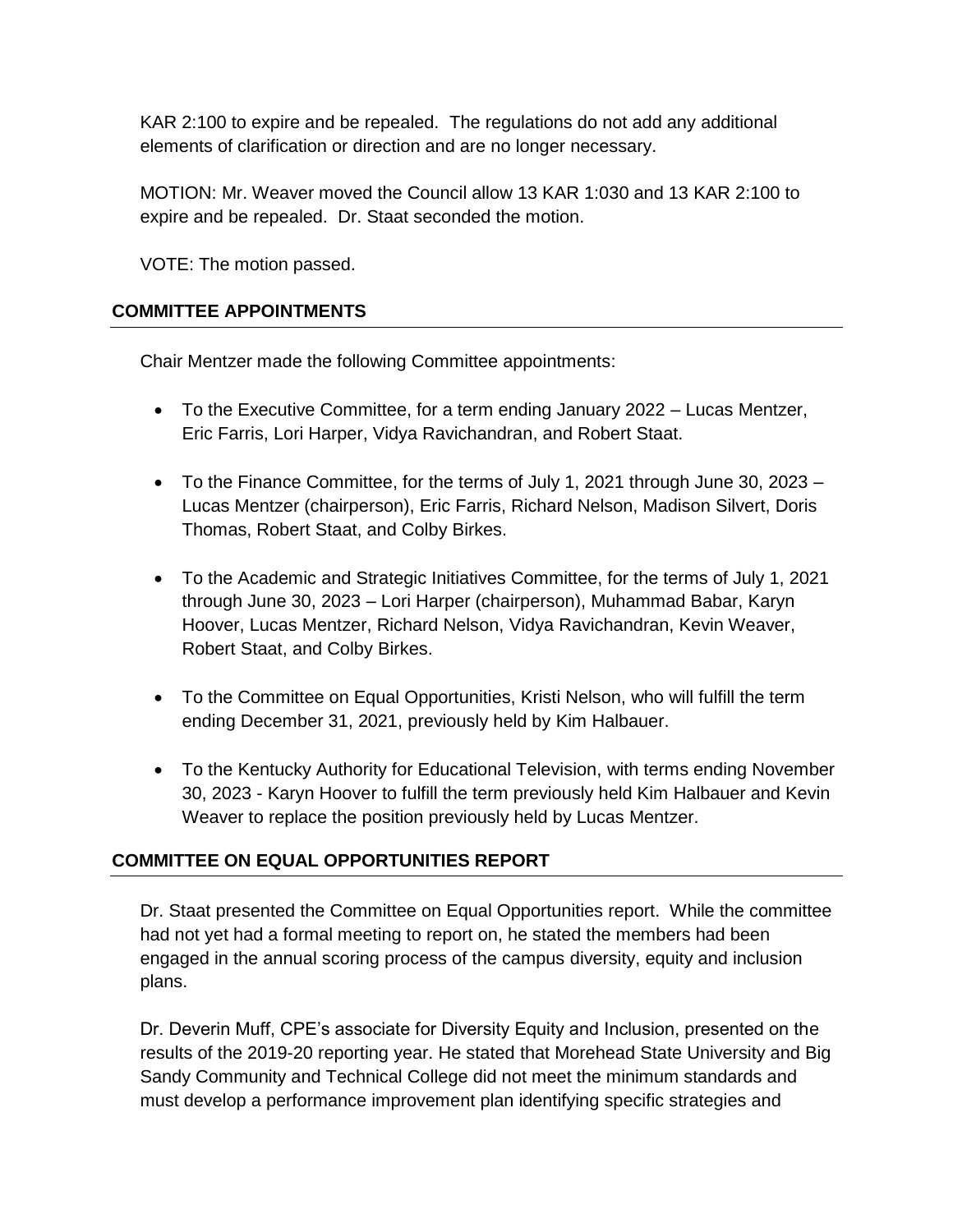KAR 2:100 to expire and be repealed. The regulations do not add any additional elements of clarification or direction and are no longer necessary.

MOTION: Mr. Weaver moved the Council allow 13 KAR 1:030 and 13 KAR 2:100 to expire and be repealed. Dr. Staat seconded the motion.

VOTE: The motion passed.

## COMMITTEE APPOINTMENTS

Chair Mentzer made the following Committee appointments:

- To the Executive Committee, for a term ending January 2022 – Lucas Mentzer, Eric Farris, Lori Harper, Vidya Ravichandran, and Robert Staat.
- To the Finance Committee, for the terms of July 1, 2021 through June 30, 2023 – Lucas Mentzer (chairperson), Eric Farris, Richard Nelson, Madison Silvert, Doris Thomas, Robert Staat, and Colby Birkes.
- To the Academic and Strategic Initiatives Committee, for the terms of July 1, 2021 through June 30, 2023 – Lori Harper (chairperson), Muhammad Babar, Karyn Hoover, Lucas Mentzer, Richard Nelson, Vidya Ravichandran, Kevin Weaver, Robert Staat, and Colby Birkes.
- To the Committee on Equal Opportunities, Kristi Nelson, who will fulfill the term ending December 31, 2021, previously held by Kim Halbauer.
- To the Kentucky Authority for Educational Television, with terms ending November 30, 2023 - Karyn Hoover to fulfill the term previously held Kim Halbauer and Kevin Weaver to replace the position previously held by Lucas Mentzer.

## COMMITTEE ON EQUAL OPPORTUNITIES REPORT

Dr. Staat presented the Committee on Equal Opportunities report. While the committee had not yet had a formal meeting to report on, he stated the members had been engaged in the annual scoring process of the campus diversity, equity and inclusion plans.

Dr. Deverin Muff, CPE's associate for Diversity Equity and Inclusion, presented on the results of the 2019-20 reporting year. He stated that Morehead State University and Big Sandy Community and Technical College did not meet the minimum standards and must develop a performance improvement plan identifying specific strategies and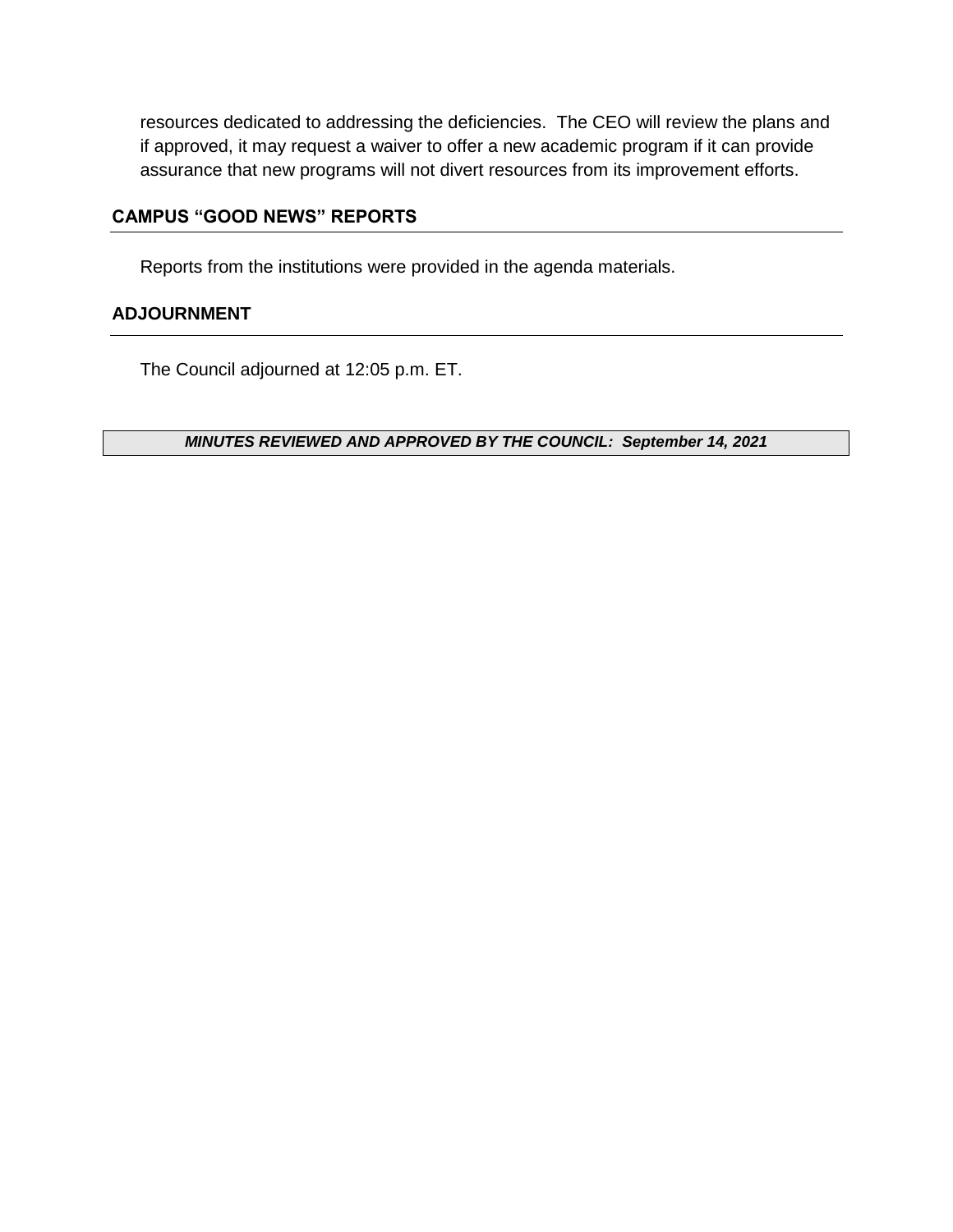resources dedicated to addressing the deficiencies. The CEO will review the plans and if approved, it may request a waiver to offer a new academic program if it can provide assurance that new programs will not divert resources from its improvement efforts.

## CAMPUS "GOOD NEWS" REPORTS

Reports from the institutions were provided in the agenda materials.

## ADJOURNMENT

The Council adjourned at 12:05 p.m. ET.

***MINUTES REVIEWED AND APPROVED BY THE COUNCIL: September 14, 2021***